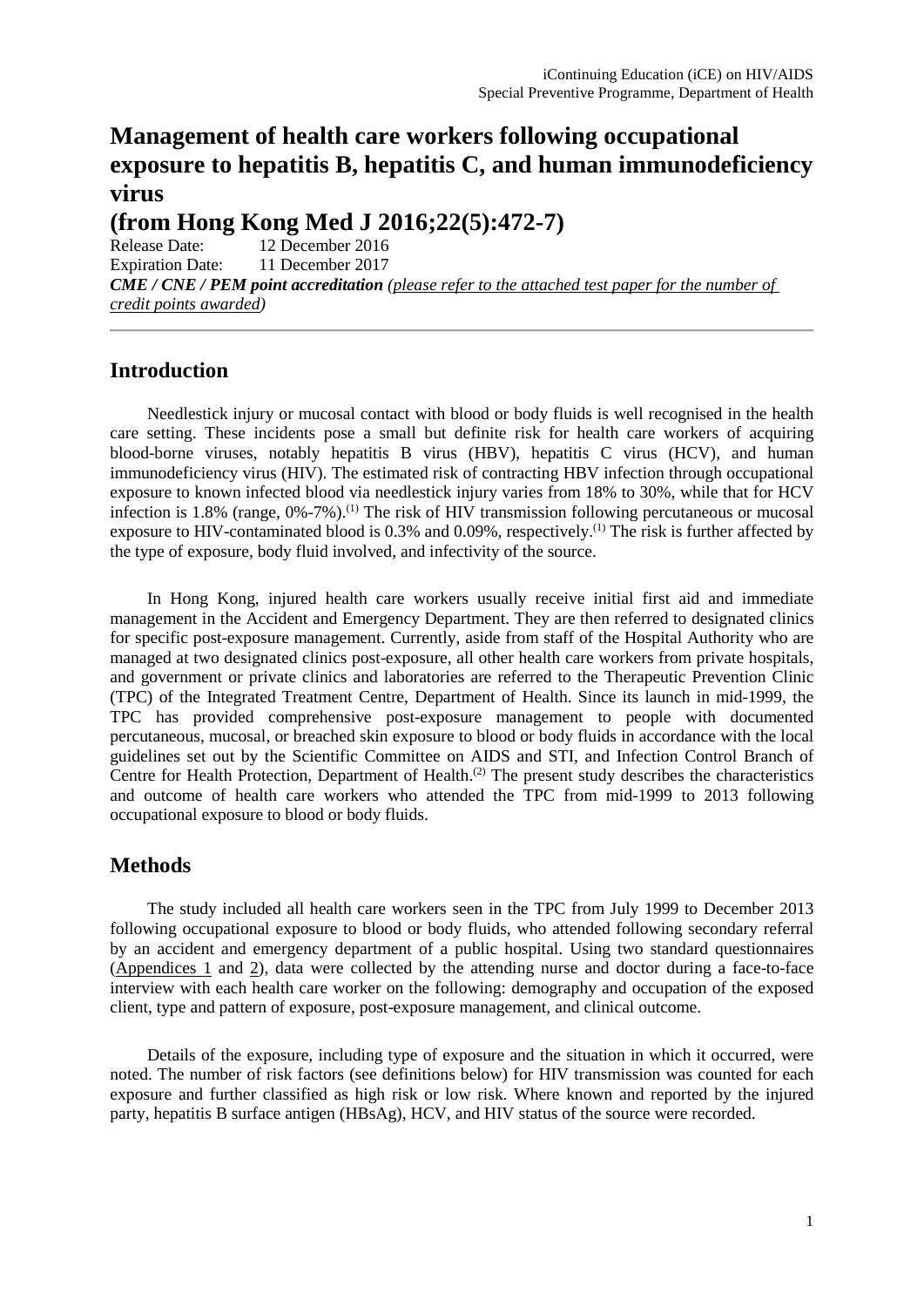# Management of health care workers following occupational exposure to hepatitis B, hepatitis C, and human immunodeficiency virus

# (from Hong Kong Med J 2016;22(5):472-7)

Release Date: 12 December 2016
Expiration Date: 11 December 2017
***CME / CNE / PEM point accreditation*** *(please refer to the attached test paper for the number of credit points awarded)*

## Introduction

Needlestick injury or mucosal contact with blood or body fluids is well recognised in the health care setting. These incidents pose a small but definite risk for health care workers of acquiring blood-borne viruses, notably hepatitis B virus (HBV), hepatitis C virus (HCV), and human immunodeficiency virus (HIV). The estimated risk of contracting HBV infection through occupational exposure to known infected blood via needlestick injury varies from 18% to 30%, while that for HCV infection is 1.8% (range, 0%-7%).[1] The risk of HIV transmission following percutaneous or mucosal exposure to HIV-contaminated blood is 0.3% and 0.09%, respectively.[1] The risk is further affected by the type of exposure, body fluid involved, and infectivity of the source.

In Hong Kong, injured health care workers usually receive initial first aid and immediate management in the Accident and Emergency Department. They are then referred to designated clinics for specific post-exposure management. Currently, aside from staff of the Hospital Authority who are managed at two designated clinics post-exposure, all other health care workers from private hospitals, and government or private clinics and laboratories are referred to the Therapeutic Prevention Clinic (TPC) of the Integrated Treatment Centre, Department of Health. Since its launch in mid-1999, the TPC has provided comprehensive post-exposure management to people with documented percutaneous, mucosal, or breached skin exposure to blood or body fluids in accordance with the local guidelines set out by the Scientific Committee on AIDS and STI, and Infection Control Branch of Centre for Health Protection, Department of Health.[2] The present study describes the characteristics and outcome of health care workers who attended the TPC from mid-1999 to 2013 following occupational exposure to blood or body fluids.

## Methods

The study included all health care workers seen in the TPC from July 1999 to December 2013 following occupational exposure to blood or body fluids, who attended following secondary referral by an accident and emergency department of a public hospital. Using two standard questionnaires (Appendices 1 and 2), data were collected by the attending nurse and doctor during a face-to-face interview with each health care worker on the following: demography and occupation of the exposed client, type and pattern of exposure, post-exposure management, and clinical outcome.

Details of the exposure, including type of exposure and the situation in which it occurred, were noted. The number of risk factors (see definitions below) for HIV transmission was counted for each exposure and further classified as high risk or low risk. Where known and reported by the injured party, hepatitis B surface antigen (HBsAg), HCV, and HIV status of the source were recorded.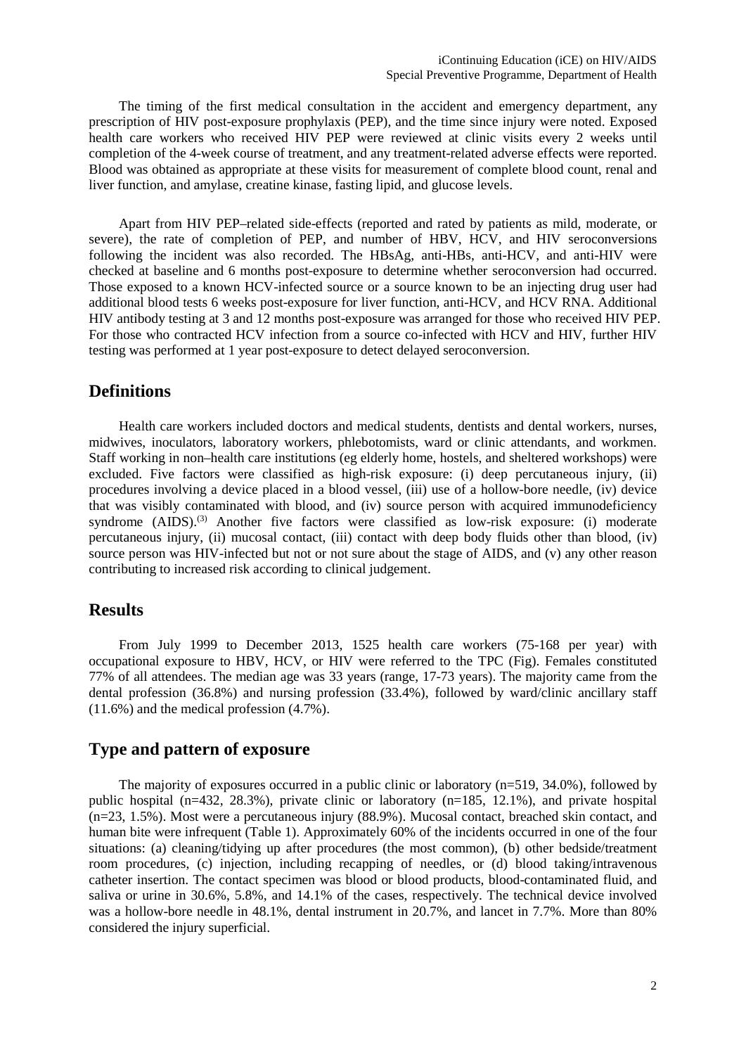The timing of the first medical consultation in the accident and emergency department, any prescription of HIV post-exposure prophylaxis (PEP), and the time since injury were noted. Exposed health care workers who received HIV PEP were reviewed at clinic visits every 2 weeks until completion of the 4-week course of treatment, and any treatment-related adverse effects were reported. Blood was obtained as appropriate at these visits for measurement of complete blood count, renal and liver function, and amylase, creatine kinase, fasting lipid, and glucose levels.

Apart from HIV PEP–related side-effects (reported and rated by patients as mild, moderate, or severe), the rate of completion of PEP, and number of HBV, HCV, and HIV seroconversions following the incident was also recorded. The HBsAg, anti-HBs, anti-HCV, and anti-HIV were checked at baseline and 6 months post-exposure to determine whether seroconversion had occurred. Those exposed to a known HCV-infected source or a source known to be an injecting drug user had additional blood tests 6 weeks post-exposure for liver function, anti-HCV, and HCV RNA. Additional HIV antibody testing at 3 and 12 months post-exposure was arranged for those who received HIV PEP. For those who contracted HCV infection from a source co-infected with HCV and HIV, further HIV testing was performed at 1 year post-exposure to detect delayed seroconversion.

## Definitions

Health care workers included doctors and medical students, dentists and dental workers, nurses, midwives, inoculators, laboratory workers, phlebotomists, ward or clinic attendants, and workmen. Staff working in non–health care institutions (eg elderly home, hostels, and sheltered workshops) were excluded. Five factors were classified as high-risk exposure: (i) deep percutaneous injury, (ii) procedures involving a device placed in a blood vessel, (iii) use of a hollow-bore needle, (iv) device that was visibly contaminated with blood, and (iv) source person with acquired immunodeficiency syndrome (AIDS).[3] Another five factors were classified as low-risk exposure: (i) moderate percutaneous injury, (ii) mucosal contact, (iii) contact with deep body fluids other than blood, (iv) source person was HIV-infected but not or not sure about the stage of AIDS, and (v) any other reason contributing to increased risk according to clinical judgement.

## Results

From July 1999 to December 2013, 1525 health care workers (75-168 per year) with occupational exposure to HBV, HCV, or HIV were referred to the TPC (Fig). Females constituted 77% of all attendees. The median age was 33 years (range, 17-73 years). The majority came from the dental profession (36.8%) and nursing profession (33.4%), followed by ward/clinic ancillary staff (11.6%) and the medical profession (4.7%).

## Type and pattern of exposure

The majority of exposures occurred in a public clinic or laboratory (n=519, 34.0%), followed by public hospital (n=432, 28.3%), private clinic or laboratory (n=185, 12.1%), and private hospital (n=23, 1.5%). Most were a percutaneous injury (88.9%). Mucosal contact, breached skin contact, and human bite were infrequent (Table 1). Approximately 60% of the incidents occurred in one of the four situations: (a) cleaning/tidying up after procedures (the most common), (b) other bedside/treatment room procedures, (c) injection, including recapping of needles, or (d) blood taking/intravenous catheter insertion. The contact specimen was blood or blood products, blood-contaminated fluid, and saliva or urine in 30.6%, 5.8%, and 14.1% of the cases, respectively. The technical device involved was a hollow-bore needle in 48.1%, dental instrument in 20.7%, and lancet in 7.7%. More than 80% considered the injury superficial.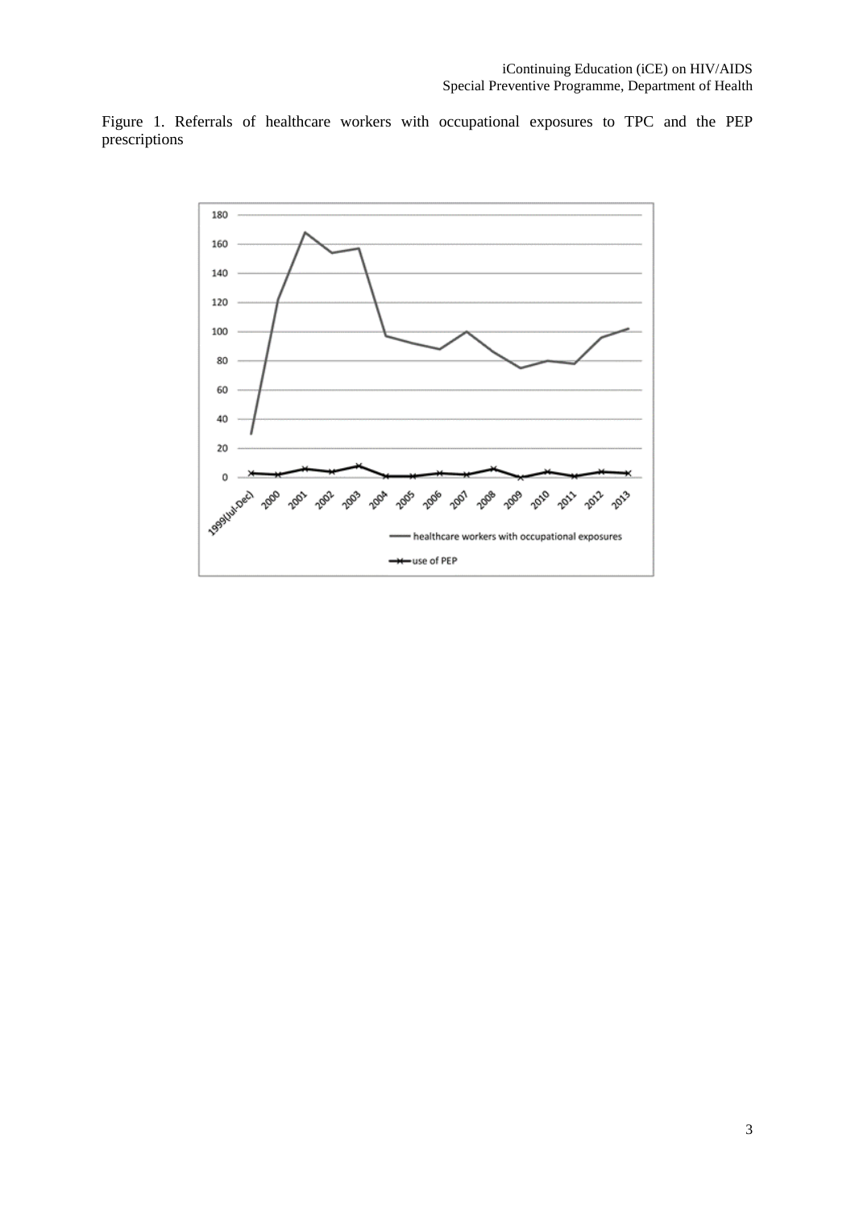Figure 1. Referrals of healthcare workers with occupational exposures to TPC and the PEP prescriptions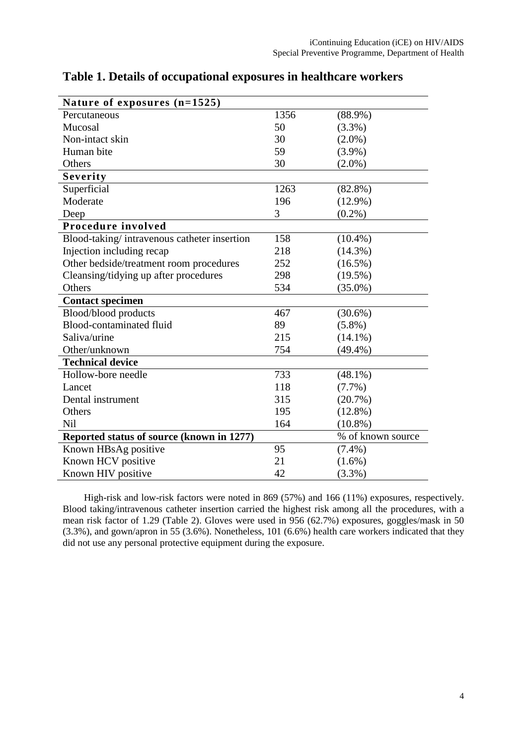## Table 1. Details of occupational exposures in healthcare workers

| Nature of exposures (n=1525) | | |
|---|---|---|
| Percutaneous | 1356 | (88.9%) |
| Mucosal | 50 | (3.3%) |
| Non-intact skin | 30 | (2.0%) |
| Human bite | 59 | (3.9%) |
| Others | 30 | (2.0%) |
| **Severity** | | |
| Superficial | 1263 | (82.8%) |
| Moderate | 196 | (12.9%) |
| Deep | 3 | (0.2%) |
| **Procedure involved** | | |
| Blood-taking/ intravenous catheter insertion | 158 | (10.4%) |
| Injection including recap | 218 | (14.3%) |
| Other bedside/treatment room procedures | 252 | (16.5%) |
| Cleansing/tidying up after procedures | 298 | (19.5%) |
| Others | 534 | (35.0%) |
| **Contact specimen** | | |
| Blood/blood products | 467 | (30.6%) |
| Blood-contaminated fluid | 89 | (5.8%) |
| Saliva/urine | 215 | (14.1%) |
| Other/unknown | 754 | (49.4%) |
| **Technical device** | | |
| Hollow-bore needle | 733 | (48.1%) |
| Lancet | 118 | (7.7%) |
| Dental instrument | 315 | (20.7%) |
| Others | 195 | (12.8%) |
| Nil | 164 | (10.8%) |
| **Reported status of source (known in 1277)** | | % of known source |
| Known HBsAg positive | 95 | (7.4%) |
| Known HCV positive | 21 | (1.6%) |
| Known HIV positive | 42 | (3.3%) |

High-risk and low-risk factors were noted in 869 (57%) and 166 (11%) exposures, respectively. Blood taking/intravenous catheter insertion carried the highest risk among all the procedures, with a mean risk factor of 1.29 (Table 2). Gloves were used in 956 (62.7%) exposures, goggles/mask in 50 (3.3%), and gown/apron in 55 (3.6%). Nonetheless, 101 (6.6%) health care workers indicated that they did not use any personal protective equipment during the exposure.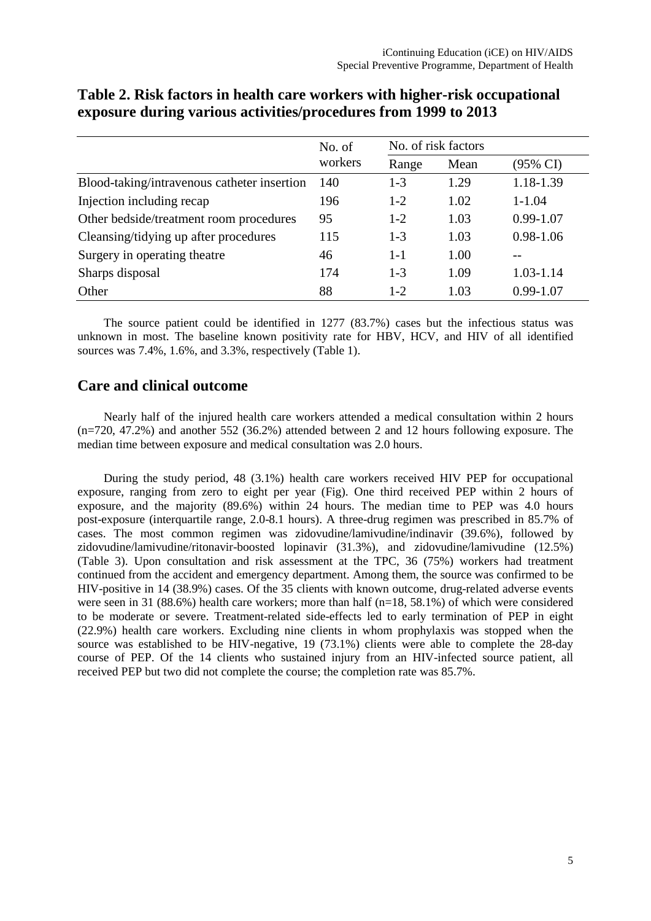**Table 2. Risk factors in health care workers with higher-risk occupational exposure during various activities/procedures from 1999 to 2013**

| | No. of workers | No. of risk factors | | |
|---|---|---|---|---|
| | | Range | Mean | (95% CI) |
| Blood-taking/intravenous catheter insertion | 140 | 1-3 | 1.29 | 1.18-1.39 |
| Injection including recap | 196 | 1-2 | 1.02 | 1-1.04 |
| Other bedside/treatment room procedures | 95 | 1-2 | 1.03 | 0.99-1.07 |
| Cleansing/tidying up after procedures | 115 | 1-3 | 1.03 | 0.98-1.06 |
| Surgery in operating theatre | 46 | 1-1 | 1.00 | -- |
| Sharps disposal | 174 | 1-3 | 1.09 | 1.03-1.14 |
| Other | 88 | 1-2 | 1.03 | 0.99-1.07 |

The source patient could be identified in 1277 (83.7%) cases but the infectious status was unknown in most. The baseline known positivity rate for HBV, HCV, and HIV of all identified sources was 7.4%, 1.6%, and 3.3%, respectively (Table 1).

## Care and clinical outcome

Nearly half of the injured health care workers attended a medical consultation within 2 hours (n=720, 47.2%) and another 552 (36.2%) attended between 2 and 12 hours following exposure. The median time between exposure and medical consultation was 2.0 hours.

During the study period, 48 (3.1%) health care workers received HIV PEP for occupational exposure, ranging from zero to eight per year (Fig). One third received PEP within 2 hours of exposure, and the majority (89.6%) within 24 hours. The median time to PEP was 4.0 hours post-exposure (interquartile range, 2.0-8.1 hours). A three-drug regimen was prescribed in 85.7% of cases. The most common regimen was zidovudine/lamivudine/indinavir (39.6%), followed by zidovudine/lamivudine/ritonavir-boosted lopinavir (31.3%), and zidovudine/lamivudine (12.5%) (Table 3). Upon consultation and risk assessment at the TPC, 36 (75%) workers had treatment continued from the accident and emergency department. Among them, the source was confirmed to be HIV-positive in 14 (38.9%) cases. Of the 35 clients with known outcome, drug-related adverse events were seen in 31 (88.6%) health care workers; more than half (n=18, 58.1%) of which were considered to be moderate or severe. Treatment-related side-effects led to early termination of PEP in eight (22.9%) health care workers. Excluding nine clients in whom prophylaxis was stopped when the source was established to be HIV-negative, 19 (73.1%) clients were able to complete the 28-day course of PEP. Of the 14 clients who sustained injury from an HIV-infected source patient, all received PEP but two did not complete the course; the completion rate was 85.7%.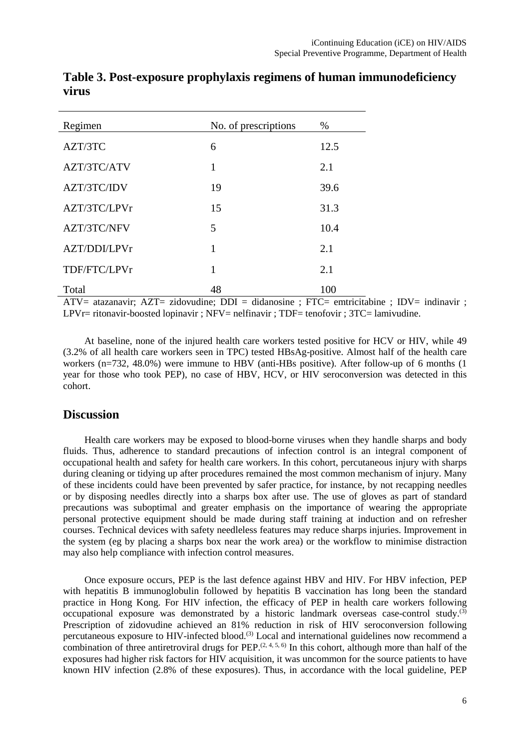## Table 3. Post-exposure prophylaxis regimens of human immunodeficiency virus

| Regimen | No. of prescriptions | % |
|---|---|---|
| AZT/3TC | 6 | 12.5 |
| AZT/3TC/ATV | 1 | 2.1 |
| AZT/3TC/IDV | 19 | 39.6 |
| AZT/3TC/LPVr | 15 | 31.3 |
| AZT/3TC/NFV | 5 | 10.4 |
| AZT/DDI/LPVr | 1 | 2.1 |
| TDF/FTC/LPVr | 1 | 2.1 |
| Total | 48 | 100 |

ATV= atazanavir; AZT= zidovudine; DDI = didanosine ; FTC= emtricitabine ; IDV= indinavir ; LPVr= ritonavir-boosted lopinavir ; NFV= nelfinavir ; TDF= tenofovir ; 3TC= lamivudine.

At baseline, none of the injured health care workers tested positive for HCV or HIV, while 49 (3.2% of all health care workers seen in TPC) tested HBsAg-positive. Almost half of the health care workers (n=732, 48.0%) were immune to HBV (anti-HBs positive). After follow-up of 6 months (1 year for those who took PEP), no case of HBV, HCV, or HIV seroconversion was detected in this cohort.

## Discussion

Health care workers may be exposed to blood-borne viruses when they handle sharps and body fluids. Thus, adherence to standard precautions of infection control is an integral component of occupational health and safety for health care workers. In this cohort, percutaneous injury with sharps during cleaning or tidying up after procedures remained the most common mechanism of injury. Many of these incidents could have been prevented by safer practice, for instance, by not recapping needles or by disposing needles directly into a sharps box after use. The use of gloves as part of standard precautions was suboptimal and greater emphasis on the importance of wearing the appropriate personal protective equipment should be made during staff training at induction and on refresher courses. Technical devices with safety needleless features may reduce sharps injuries. Improvement in the system (eg by placing a sharps box near the work area) or the workflow to minimise distraction may also help compliance with infection control measures.

Once exposure occurs, PEP is the last defence against HBV and HIV. For HBV infection, PEP with hepatitis B immunoglobulin followed by hepatitis B vaccination has long been the standard practice in Hong Kong. For HIV infection, the efficacy of PEP in health care workers following occupational exposure was demonstrated by a historic landmark overseas case-control study.[3] Prescription of zidovudine achieved an 81% reduction in risk of HIV seroconversion following percutaneous exposure to HIV-infected blood.[3] Local and international guidelines now recommend a combination of three antiretroviral drugs for PEP.[2, 4, 5, 6] In this cohort, although more than half of the exposures had higher risk factors for HIV acquisition, it was uncommon for the source patients to have known HIV infection (2.8% of these exposures). Thus, in accordance with the local guideline, PEP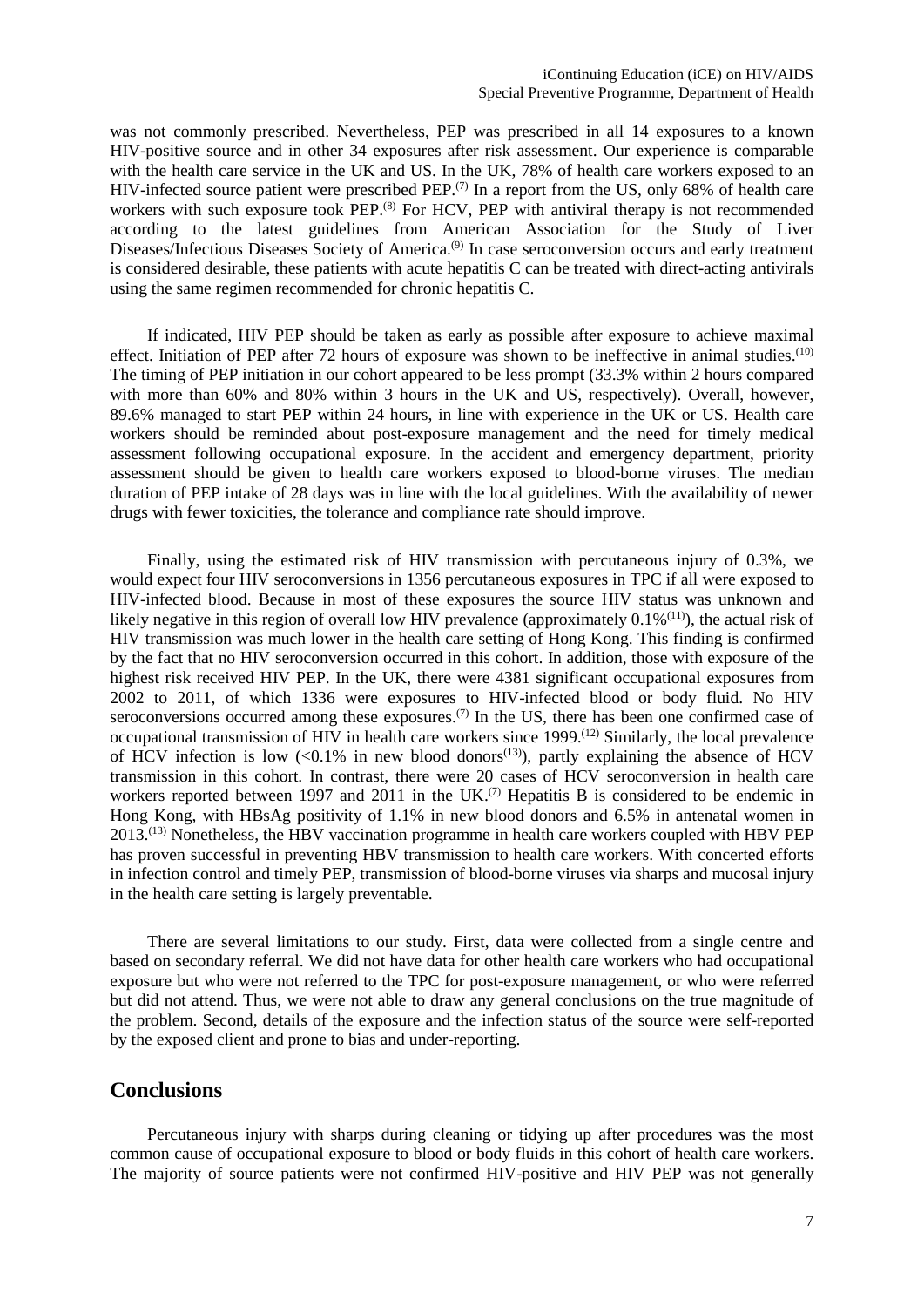was not commonly prescribed. Nevertheless, PEP was prescribed in all 14 exposures to a known HIV-positive source and in other 34 exposures after risk assessment. Our experience is comparable with the health care service in the UK and US. In the UK, 78% of health care workers exposed to an HIV-infected source patient were prescribed PEP.[7] In a report from the US, only 68% of health care workers with such exposure took PEP.[8] For HCV, PEP with antiviral therapy is not recommended according to the latest guidelines from American Association for the Study of Liver Diseases/Infectious Diseases Society of America.[9] In case seroconversion occurs and early treatment is considered desirable, these patients with acute hepatitis C can be treated with direct-acting antivirals using the same regimen recommended for chronic hepatitis C.

If indicated, HIV PEP should be taken as early as possible after exposure to achieve maximal effect. Initiation of PEP after 72 hours of exposure was shown to be ineffective in animal studies.[10] The timing of PEP initiation in our cohort appeared to be less prompt (33.3% within 2 hours compared with more than 60% and 80% within 3 hours in the UK and US, respectively). Overall, however, 89.6% managed to start PEP within 24 hours, in line with experience in the UK or US. Health care workers should be reminded about post-exposure management and the need for timely medical assessment following occupational exposure. In the accident and emergency department, priority assessment should be given to health care workers exposed to blood-borne viruses. The median duration of PEP intake of 28 days was in line with the local guidelines. With the availability of newer drugs with fewer toxicities, the tolerance and compliance rate should improve.

Finally, using the estimated risk of HIV transmission with percutaneous injury of 0.3%, we would expect four HIV seroconversions in 1356 percutaneous exposures in TPC if all were exposed to HIV-infected blood. Because in most of these exposures the source HIV status was unknown and likely negative in this region of overall low HIV prevalence (approximately 0.1%[11]), the actual risk of HIV transmission was much lower in the health care setting of Hong Kong. This finding is confirmed by the fact that no HIV seroconversion occurred in this cohort. In addition, those with exposure of the highest risk received HIV PEP. In the UK, there were 4381 significant occupational exposures from 2002 to 2011, of which 1336 were exposures to HIV-infected blood or body fluid. No HIV seroconversions occurred among these exposures.[7] In the US, there has been one confirmed case of occupational transmission of HIV in health care workers since 1999.[12] Similarly, the local prevalence of HCV infection is low (<0.1% in new blood donors[13]), partly explaining the absence of HCV transmission in this cohort. In contrast, there were 20 cases of HCV seroconversion in health care workers reported between 1997 and 2011 in the UK.[7] Hepatitis B is considered to be endemic in Hong Kong, with HBsAg positivity of 1.1% in new blood donors and 6.5% in antenatal women in 2013.[13] Nonetheless, the HBV vaccination programme in health care workers coupled with HBV PEP has proven successful in preventing HBV transmission to health care workers. With concerted efforts in infection control and timely PEP, transmission of blood-borne viruses via sharps and mucosal injury in the health care setting is largely preventable.

There are several limitations to our study. First, data were collected from a single centre and based on secondary referral. We did not have data for other health care workers who had occupational exposure but who were not referred to the TPC for post-exposure management, or who were referred but did not attend. Thus, we were not able to draw any general conclusions on the true magnitude of the problem. Second, details of the exposure and the infection status of the source were self-reported by the exposed client and prone to bias and under-reporting.

## Conclusions

Percutaneous injury with sharps during cleaning or tidying up after procedures was the most common cause of occupational exposure to blood or body fluids in this cohort of health care workers. The majority of source patients were not confirmed HIV-positive and HIV PEP was not generally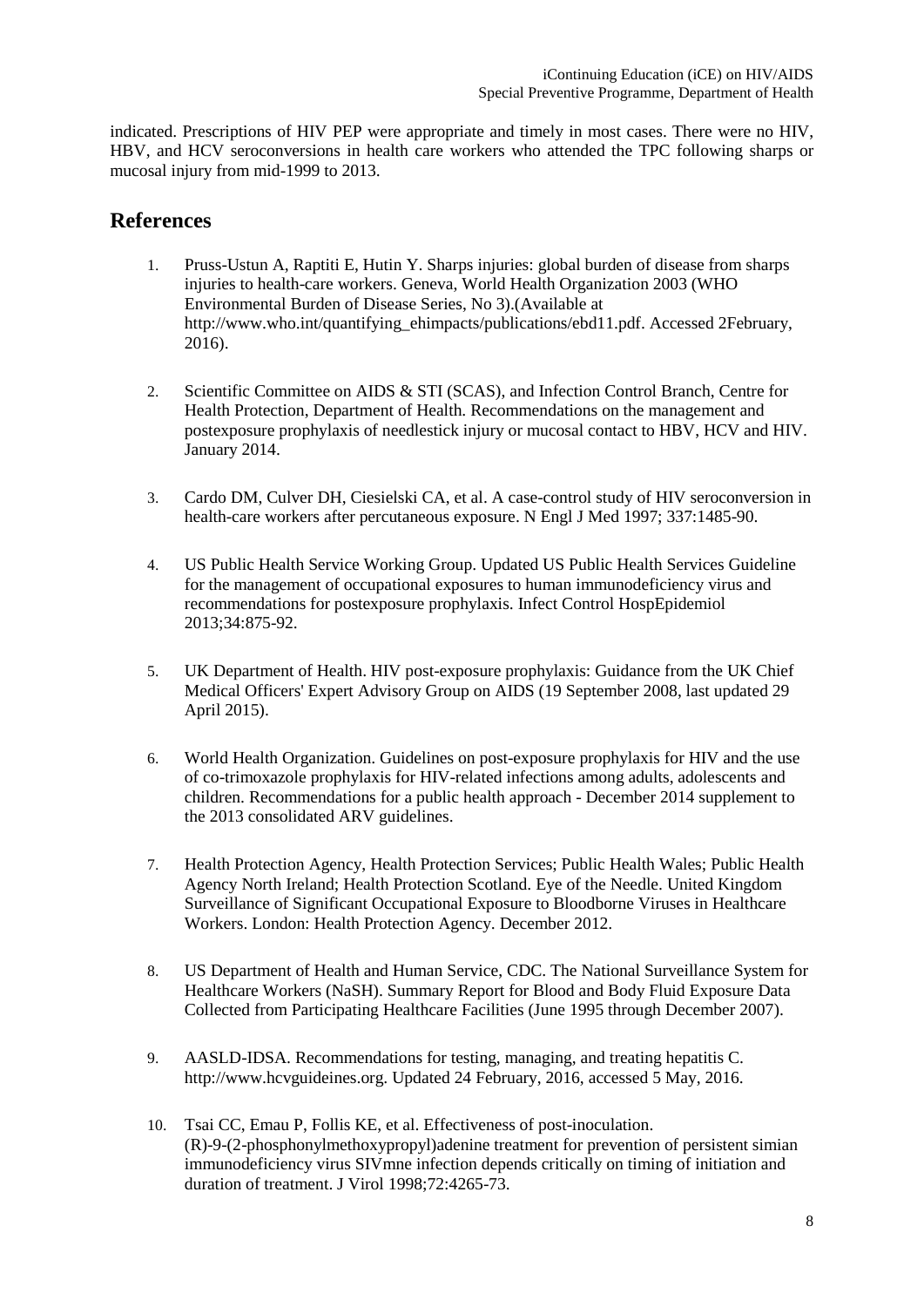indicated. Prescriptions of HIV PEP were appropriate and timely in most cases. There were no HIV, HBV, and HCV seroconversions in health care workers who attended the TPC following sharps or mucosal injury from mid-1999 to 2013.

## References

1. Pruss-Ustun A, Raptiti E, Hutin Y. Sharps injuries: global burden of disease from sharps injuries to health-care workers. Geneva, World Health Organization 2003 (WHO Environmental Burden of Disease Series, No 3).(Available at http://www.who.int/quantifying_ehimpacts/publications/ebd11.pdf. Accessed 2February, 2016).

2. Scientific Committee on AIDS & STI (SCAS), and Infection Control Branch, Centre for Health Protection, Department of Health. Recommendations on the management and postexposure prophylaxis of needlestick injury or mucosal contact to HBV, HCV and HIV. January 2014.

3. Cardo DM, Culver DH, Ciesielski CA, et al. A case-control study of HIV seroconversion in health-care workers after percutaneous exposure. N Engl J Med 1997; 337:1485-90.

4. US Public Health Service Working Group. Updated US Public Health Services Guideline for the management of occupational exposures to human immunodeficiency virus and recommendations for postexposure prophylaxis. Infect Control HospEpidemiol 2013;34:875-92.

5. UK Department of Health. HIV post-exposure prophylaxis: Guidance from the UK Chief Medical Officers' Expert Advisory Group on AIDS (19 September 2008, last updated 29 April 2015).

6. World Health Organization. Guidelines on post-exposure prophylaxis for HIV and the use of co-trimoxazole prophylaxis for HIV-related infections among adults, adolescents and children. Recommendations for a public health approach - December 2014 supplement to the 2013 consolidated ARV guidelines.

7. Health Protection Agency, Health Protection Services; Public Health Wales; Public Health Agency North Ireland; Health Protection Scotland. Eye of the Needle. United Kingdom Surveillance of Significant Occupational Exposure to Bloodborne Viruses in Healthcare Workers. London: Health Protection Agency. December 2012.

8. US Department of Health and Human Service, CDC. The National Surveillance System for Healthcare Workers (NaSH). Summary Report for Blood and Body Fluid Exposure Data Collected from Participating Healthcare Facilities (June 1995 through December 2007).

9. AASLD-IDSA. Recommendations for testing, managing, and treating hepatitis C. http://www.hcvguideines.org. Updated 24 February, 2016, accessed 5 May, 2016.

10. Tsai CC, Emau P, Follis KE, et al. Effectiveness of post-inoculation. (R)-9-(2-phosphonylmethoxypropyl)adenine treatment for prevention of persistent simian immunodeficiency virus SIVmne infection depends critically on timing of initiation and duration of treatment. J Virol 1998;72:4265-73.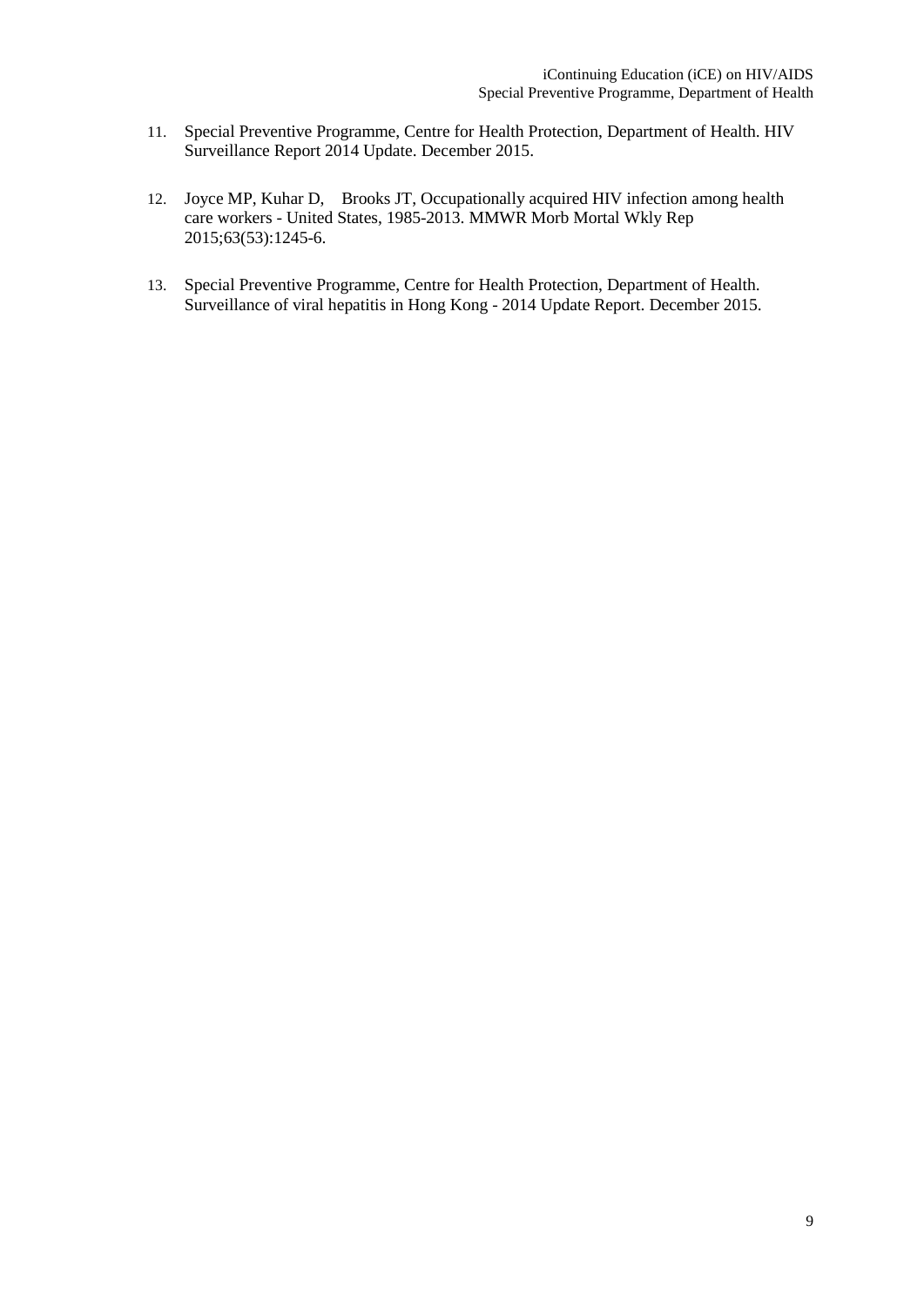11. Special Preventive Programme, Centre for Health Protection, Department of Health. HIV Surveillance Report 2014 Update. December 2015.

12. Joyce MP, Kuhar D, Brooks JT, Occupationally acquired HIV infection among health care workers - United States, 1985-2013. MMWR Morb Mortal Wkly Rep 2015;63(53):1245-6.

13. Special Preventive Programme, Centre for Health Protection, Department of Health. Surveillance of viral hepatitis in Hong Kong - 2014 Update Report. December 2015.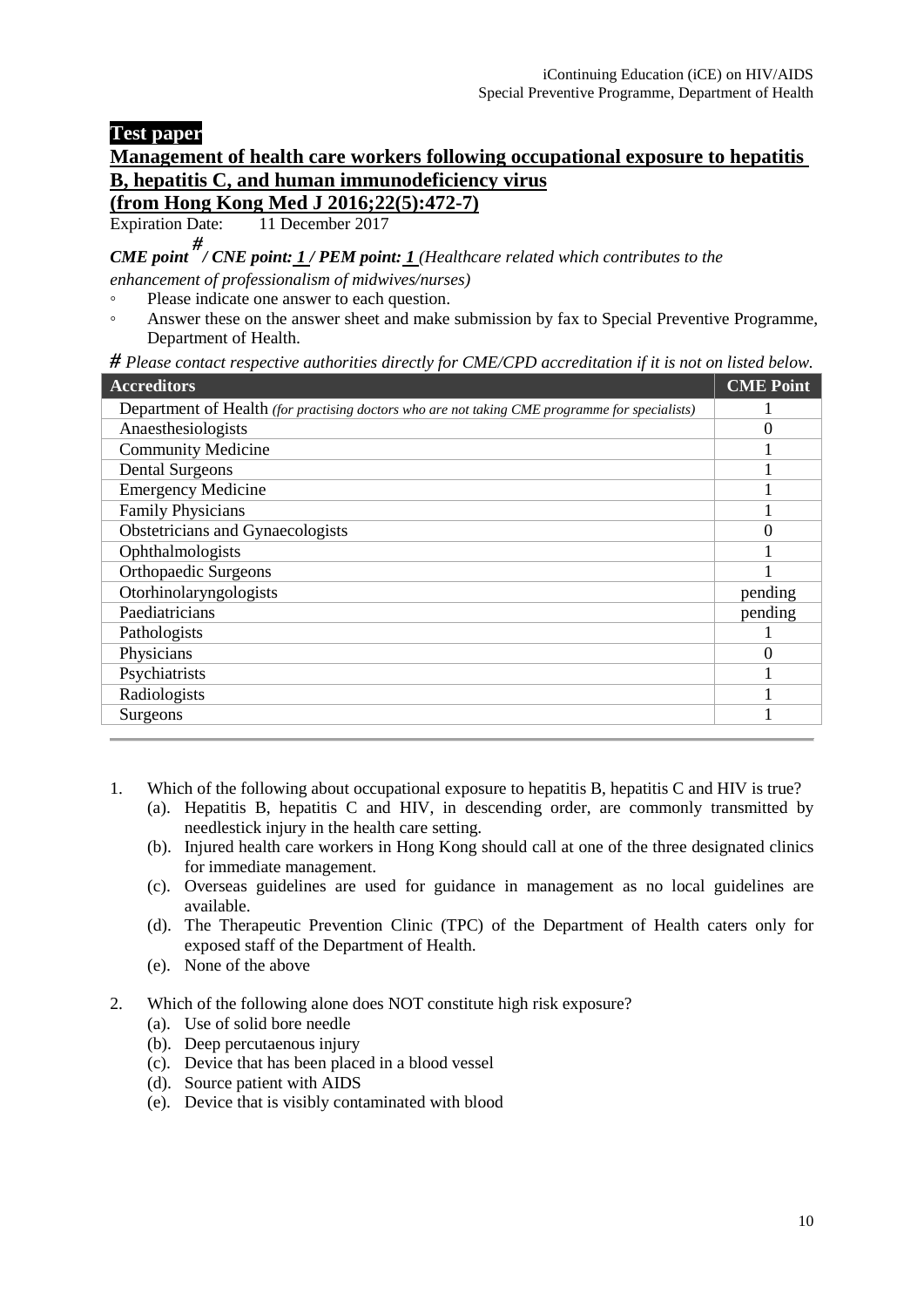**Test paper**

## Management of health care workers following occupational exposure to hepatitis B, hepatitis C, and human immunodeficiency virus (from Hong Kong Med J 2016;22(5):472-7)

Expiration Date: 11 December 2017

***CME point*** ***#*** ***/ CNE point: 1 / PEM point: 1*** *(Healthcare related which contributes to the enhancement of professionalism of midwives/nurses)*

- Please indicate one answer to each question.
- Answer these on the answer sheet and make submission by fax to Special Preventive Programme, Department of Health.

*# Please contact respective authorities directly for CME/CPD accreditation if it is not on listed below.*

| Accreditors | CME Point |
|---|---|
| Department of Health *(for practising doctors who are not taking CME programme for specialists)* | 1 |
| Anaesthesiologists | 0 |
| Community Medicine | 1 |
| Dental Surgeons | 1 |
| Emergency Medicine | 1 |
| Family Physicians | 1 |
| Obstetricians and Gynaecologists | 0 |
| Ophthalmologists | 1 |
| Orthopaedic Surgeons | 1 |
| Otorhinolaryngologists | pending |
| Paediatricians | pending |
| Pathologists | 1 |
| Physicians | 0 |
| Psychiatrists | 1 |
| Radiologists | 1 |
| Surgeons | 1 |

1. Which of the following about occupational exposure to hepatitis B, hepatitis C and HIV is true?
   (a). Hepatitis B, hepatitis C and HIV, in descending order, are commonly transmitted by needlestick injury in the health care setting.
   (b). Injured health care workers in Hong Kong should call at one of the three designated clinics for immediate management.
   (c). Overseas guidelines are used for guidance in management as no local guidelines are available.
   (d). The Therapeutic Prevention Clinic (TPC) of the Department of Health caters only for exposed staff of the Department of Health.
   (e). None of the above

2. Which of the following alone does NOT constitute high risk exposure?
   (a). Use of solid bore needle
   (b). Deep percutaenous injury
   (c). Device that has been placed in a blood vessel
   (d). Source patient with AIDS
   (e). Device that is visibly contaminated with blood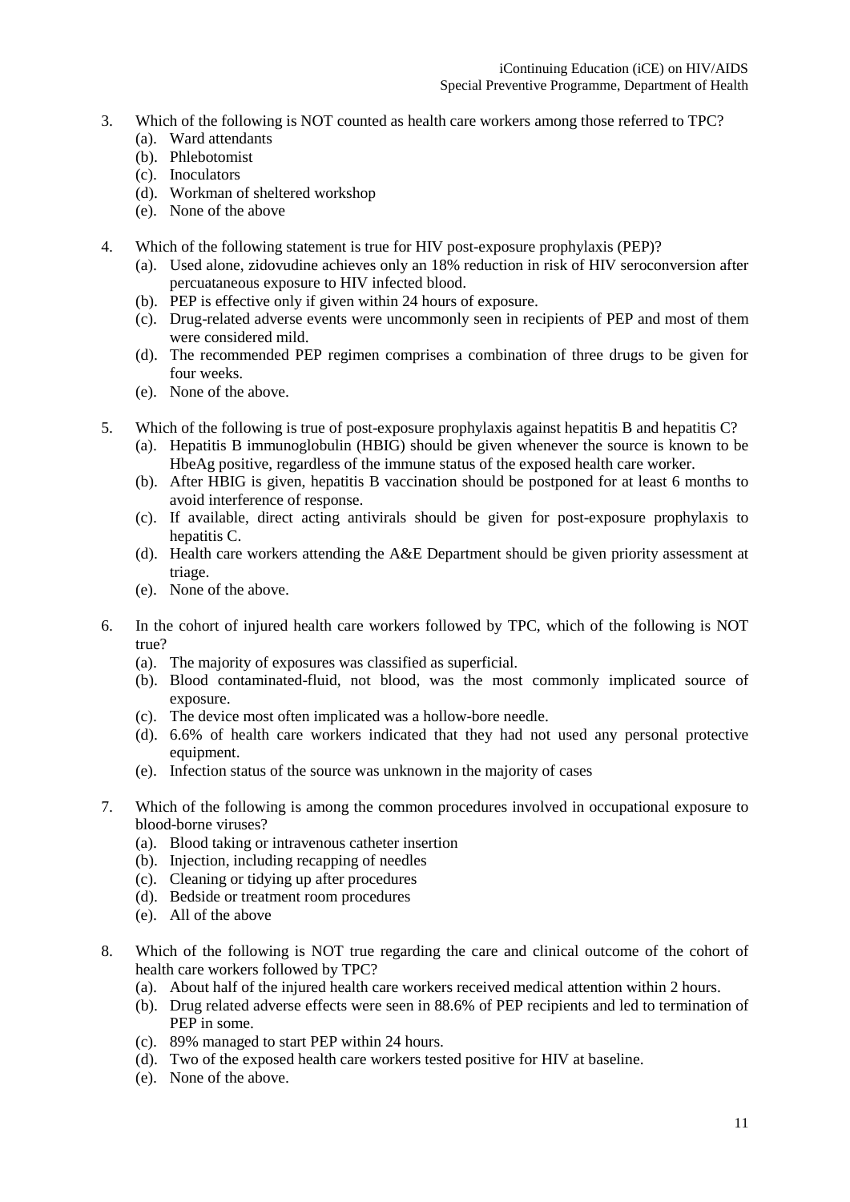3. Which of the following is NOT counted as health care workers among those referred to TPC?
   (a). Ward attendants
   (b). Phlebotomist
   (c). Inoculators
   (d). Workman of sheltered workshop
   (e). None of the above

4. Which of the following statement is true for HIV post-exposure prophylaxis (PEP)?
   (a). Used alone, zidovudine achieves only an 18% reduction in risk of HIV seroconversion after percuataneous exposure to HIV infected blood.
   (b). PEP is effective only if given within 24 hours of exposure.
   (c). Drug-related adverse events were uncommonly seen in recipients of PEP and most of them were considered mild.
   (d). The recommended PEP regimen comprises a combination of three drugs to be given for four weeks.
   (e). None of the above.

5. Which of the following is true of post-exposure prophylaxis against hepatitis B and hepatitis C?
   (a). Hepatitis B immunoglobulin (HBIG) should be given whenever the source is known to be HbeAg positive, regardless of the immune status of the exposed health care worker.
   (b). After HBIG is given, hepatitis B vaccination should be postponed for at least 6 months to avoid interference of response.
   (c). If available, direct acting antivirals should be given for post-exposure prophylaxis to hepatitis C.
   (d). Health care workers attending the A&E Department should be given priority assessment at triage.
   (e). None of the above.

6. In the cohort of injured health care workers followed by TPC, which of the following is NOT true?
   (a). The majority of exposures was classified as superficial.
   (b). Blood contaminated-fluid, not blood, was the most commonly implicated source of exposure.
   (c). The device most often implicated was a hollow-bore needle.
   (d). 6.6% of health care workers indicated that they had not used any personal protective equipment.
   (e). Infection status of the source was unknown in the majority of cases

7. Which of the following is among the common procedures involved in occupational exposure to blood-borne viruses?
   (a). Blood taking or intravenous catheter insertion
   (b). Injection, including recapping of needles
   (c). Cleaning or tidying up after procedures
   (d). Bedside or treatment room procedures
   (e). All of the above

8. Which of the following is NOT true regarding the care and clinical outcome of the cohort of health care workers followed by TPC?
   (a). About half of the injured health care workers received medical attention within 2 hours.
   (b). Drug related adverse effects were seen in 88.6% of PEP recipients and led to termination of PEP in some.
   (c). 89% managed to start PEP within 24 hours.
   (d). Two of the exposed health care workers tested positive for HIV at baseline.
   (e). None of the above.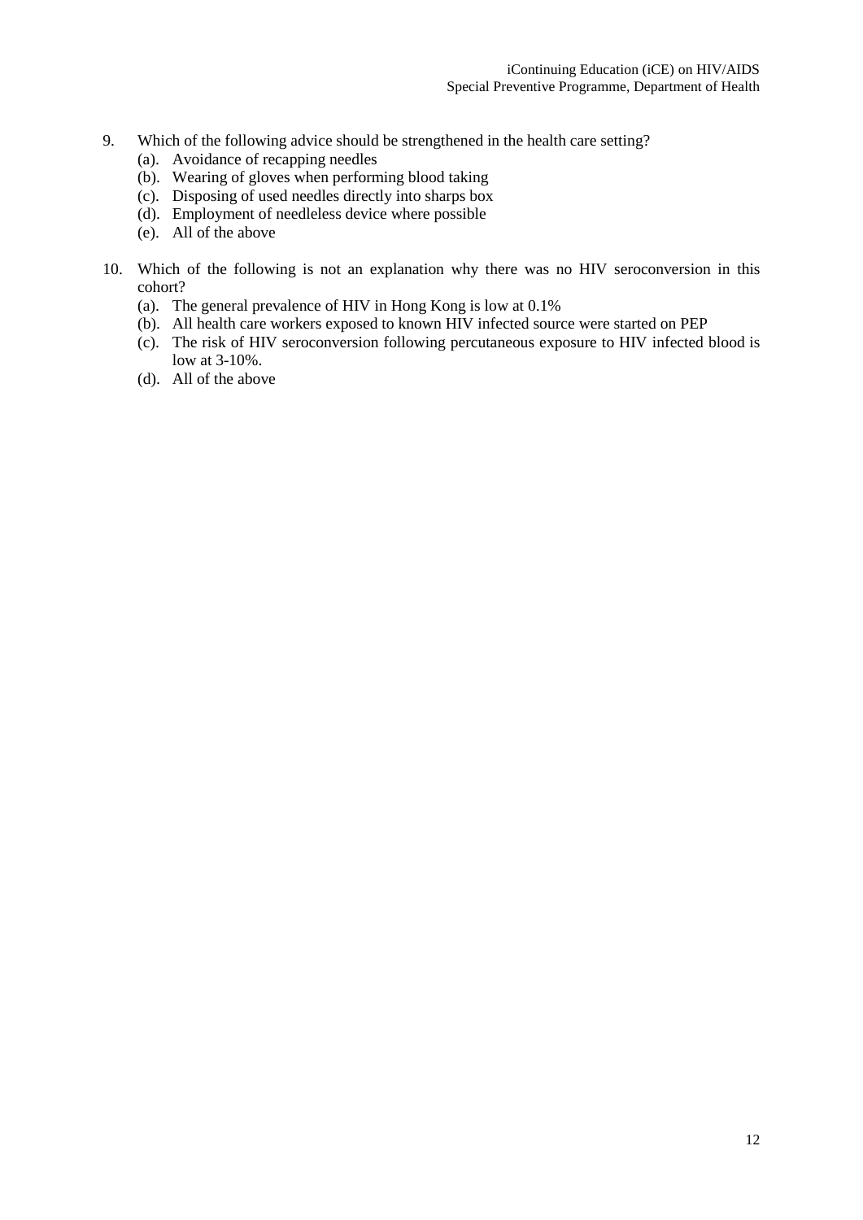9. Which of the following advice should be strengthened in the health care setting?
   (a). Avoidance of recapping needles
   (b). Wearing of gloves when performing blood taking
   (c). Disposing of used needles directly into sharps box
   (d). Employment of needleless device where possible
   (e). All of the above

10. Which of the following is not an explanation why there was no HIV seroconversion in this cohort?
    (a). The general prevalence of HIV in Hong Kong is low at 0.1%
    (b). All health care workers exposed to known HIV infected source were started on PEP
    (c). The risk of HIV seroconversion following percutaneous exposure to HIV infected blood is low at 3-10%.
    (d). All of the above